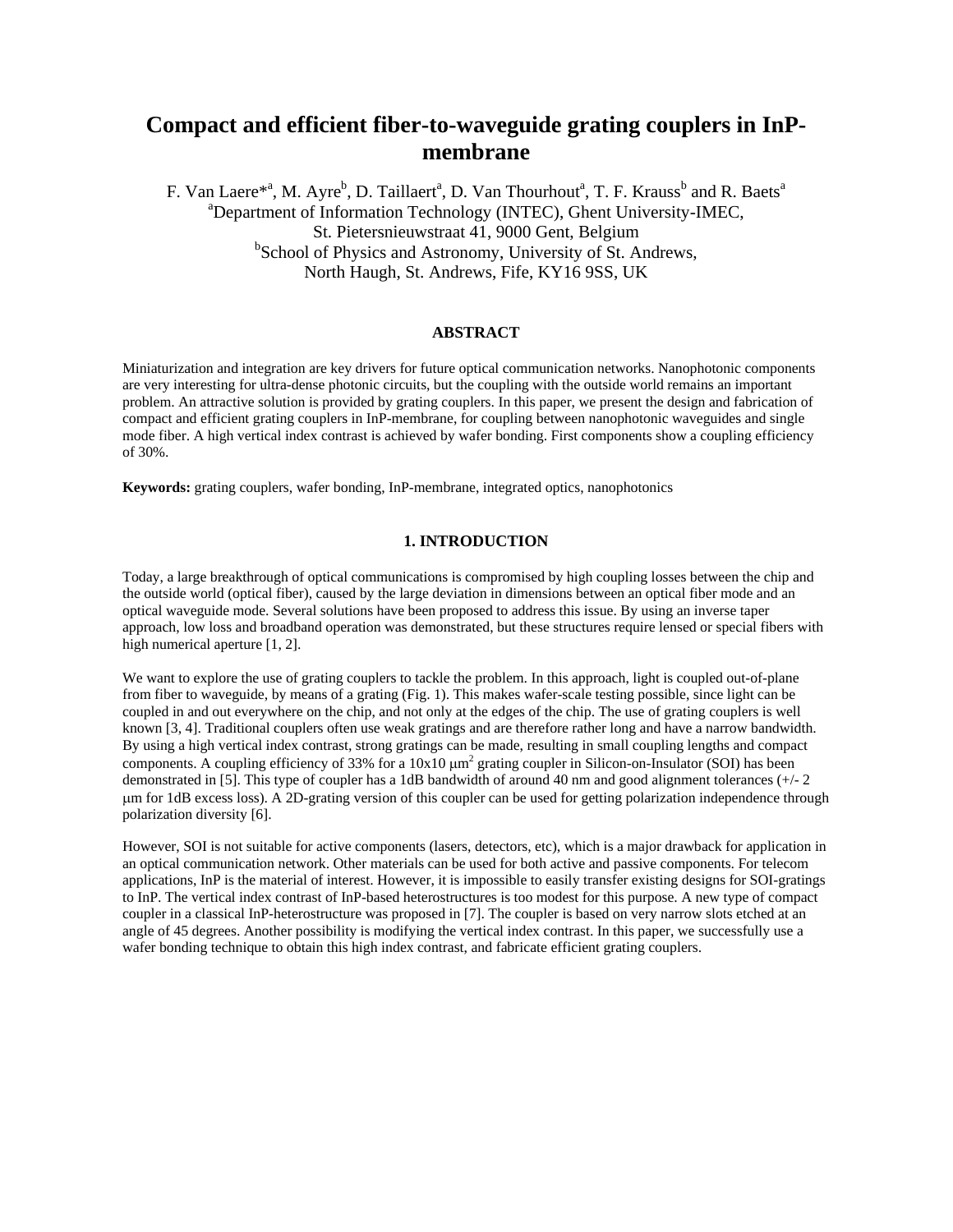# Compact and efficient fiber-to-waveguide grating couplers in InP-membrane

F. Van Laere*[a], M. Ayre[b], D. Taillaert[a], D. Van Thourhout[a], T. F. Krauss[b] and R. Baets[a]

[a]Department of Information Technology (INTEC), Ghent University-IMEC, St. Pietersnieuwstraat 41, 9000 Gent, Belgium

[b]School of Physics and Astronomy, University of St. Andrews, North Haugh, St. Andrews, Fife, KY16 9SS, UK

## ABSTRACT

Miniaturization and integration are key drivers for future optical communication networks. Nanophotonic components are very interesting for ultra-dense photonic circuits, but the coupling with the outside world remains an important problem. An attractive solution is provided by grating couplers. In this paper, we present the design and fabrication of compact and efficient grating couplers in InP-membrane, for coupling between nanophotonic waveguides and single mode fiber. A high vertical index contrast is achieved by wafer bonding. First components show a coupling efficiency of 30%.

**Keywords:** grating couplers, wafer bonding, InP-membrane, integrated optics, nanophotonics

## 1. INTRODUCTION

Today, a large breakthrough of optical communications is compromised by high coupling losses between the chip and the outside world (optical fiber), caused by the large deviation in dimensions between an optical fiber mode and an optical waveguide mode. Several solutions have been proposed to address this issue. By using an inverse taper approach, low loss and broadband operation was demonstrated, but these structures require lensed or special fibers with high numerical aperture [1, 2].

We want to explore the use of grating couplers to tackle the problem. In this approach, light is coupled out-of-plane from fiber to waveguide, by means of a grating (Fig. 1). This makes wafer-scale testing possible, since light can be coupled in and out everywhere on the chip, and not only at the edges of the chip. The use of grating couplers is well known [3, 4]. Traditional couplers often use weak gratings and are therefore rather long and have a narrow bandwidth. By using a high vertical index contrast, strong gratings can be made, resulting in small coupling lengths and compact components. A coupling efficiency of 33% for a 10x10 $\mu m^2$ grating coupler in Silicon-on-Insulator (SOI) has been demonstrated in [5]. This type of coupler has a 1dB bandwidth of around 40 nm and good alignment tolerances (+/- 2 $\mu$m for 1dB excess loss). A 2D-grating version of this coupler can be used for getting polarization independence through polarization diversity [6].

However, SOI is not suitable for active components (lasers, detectors, etc), which is a major drawback for application in an optical communication network. Other materials can be used for both active and passive components. For telecom applications, InP is the material of interest. However, it is impossible to easily transfer existing designs for SOI-gratings to InP. The vertical index contrast of InP-based heterostructures is too modest for this purpose. A new type of compact coupler in a classical InP-heterostructure was proposed in [7]. The coupler is based on very narrow slots etched at an angle of 45 degrees. Another possibility is modifying the vertical index contrast. In this paper, we successfully use a wafer bonding technique to obtain this high index contrast, and fabricate efficient grating couplers.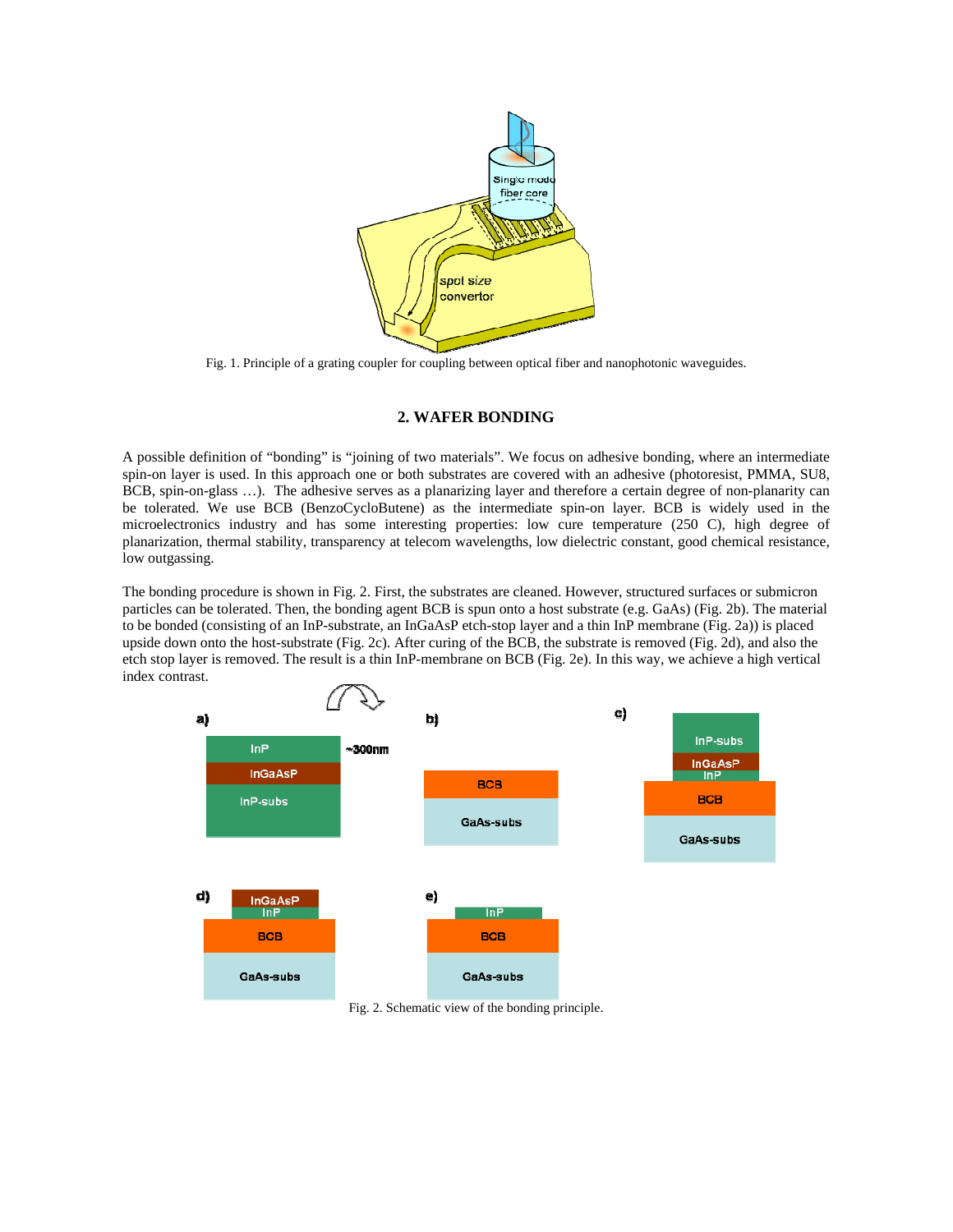Fig. 1. Principle of a grating coupler for coupling between optical fiber and nanophotonic waveguides.

## 2. WAFER BONDING

A possible definition of "bonding" is "joining of two materials". We focus on adhesive bonding, where an intermediate spin-on layer is used. In this approach one or both substrates are covered with an adhesive (photoresist, PMMA, SU8, BCB, spin-on-glass …). The adhesive serves as a planarizing layer and therefore a certain degree of non-planarity can be tolerated. We use BCB (BenzoCycloButene) as the intermediate spin-on layer. BCB is widely used in the microelectronics industry and has some interesting properties: low cure temperature (250 C), high degree of planarization, thermal stability, transparency at telecom wavelengths, low dielectric constant, good chemical resistance, low outgassing.

The bonding procedure is shown in Fig. 2. First, the substrates are cleaned. However, structured surfaces or submicron particles can be tolerated. Then, the bonding agent BCB is spun onto a host substrate (e.g. GaAs) (Fig. 2b). The material to be bonded (consisting of an InP-substrate, an InGaAsP etch-stop layer and a thin InP membrane (Fig. 2a)) is placed upside down onto the host-substrate (Fig. 2c). After curing of the BCB, the substrate is removed (Fig. 2d), and also the etch stop layer is removed. The result is a thin InP-membrane on BCB (Fig. 2e). In this way, we achieve a high vertical index contrast.

Fig. 2. Schematic view of the bonding principle.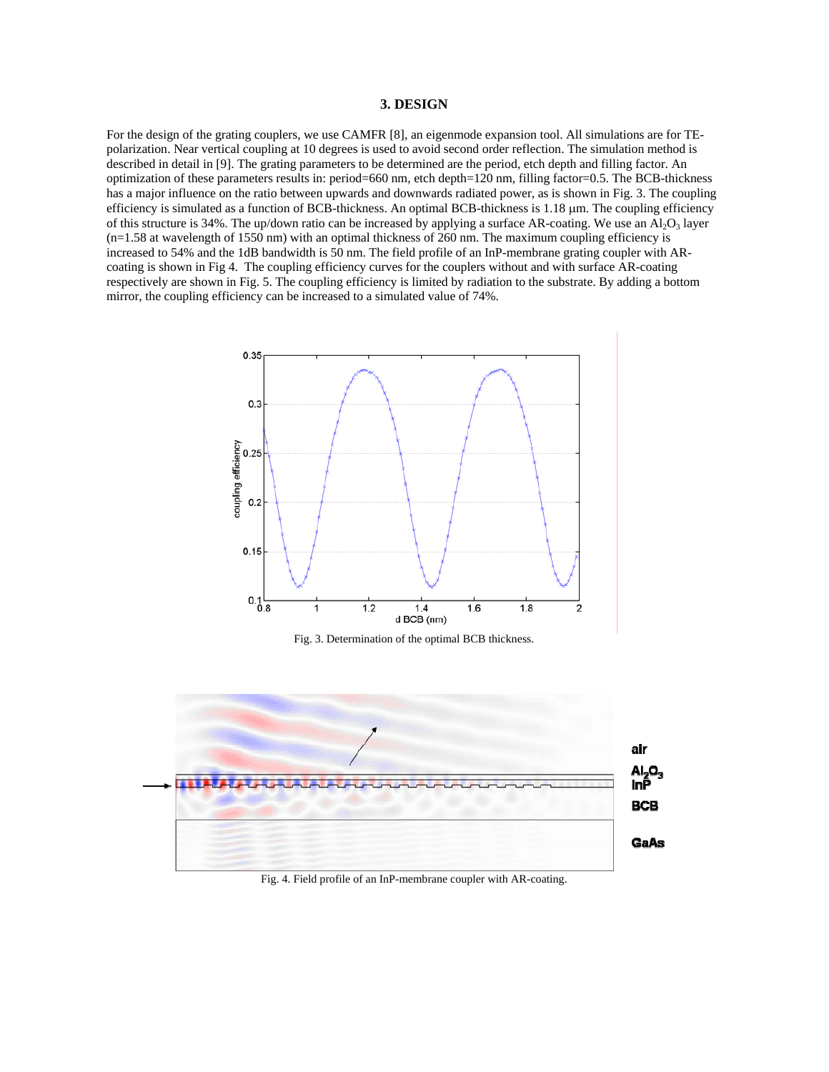### 3. DESIGN

For the design of the grating couplers, we use CAMFR [8], an eigenmode expansion tool. All simulations are for TE-polarization. Near vertical coupling at 10 degrees is used to avoid second order reflection. The simulation method is described in detail in [9]. The grating parameters to be determined are the period, etch depth and filling factor. An optimization of these parameters results in: period=660 nm, etch depth=120 nm, filling factor=0.5. The BCB-thickness has a major influence on the ratio between upwards and downwards radiated power, as is shown in Fig. 3. The coupling efficiency is simulated as a function of BCB-thickness. An optimal BCB-thickness is 1.18 μm. The coupling efficiency of this structure is 34%. The up/down ratio can be increased by applying a surface AR-coating. We use an $Al_2O_3$ layer (n=1.58 at wavelength of 1550 nm) with an optimal thickness of 260 nm. The maximum coupling efficiency is increased to 54% and the 1dB bandwidth is 50 nm. The field profile of an InP-membrane grating coupler with AR-coating is shown in Fig 4. The coupling efficiency curves for the couplers without and with surface AR-coating respectively are shown in Fig. 5. The coupling efficiency is limited by radiation to the substrate. By adding a bottom mirror, the coupling efficiency can be increased to a simulated value of 74%.

Fig. 3. Determination of the optimal BCB thickness.

Fig. 4. Field profile of an InP-membrane coupler with AR-coating.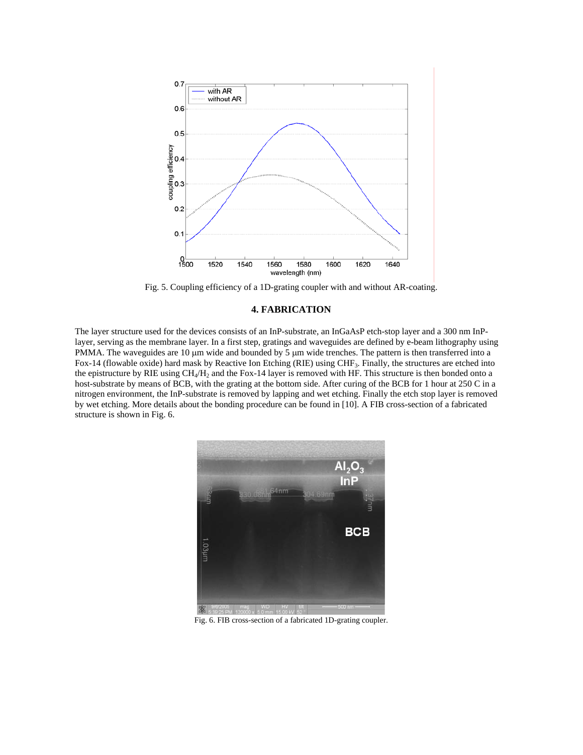Fig. 5. Coupling efficiency of a 1D-grating coupler with and without AR-coating.

## 4. FABRICATION

The layer structure used for the devices consists of an InP-substrate, an InGaAsP etch-stop layer and a 300 nm InP-layer, serving as the membrane layer. In a first step, gratings and waveguides are defined by e-beam lithography using PMMA. The waveguides are 10 μm wide and bounded by 5 μm wide trenches. The pattern is then transferred into a Fox-14 (flowable oxide) hard mask by Reactive Ion Etching (RIE) using $CHF_3$. Finally, the structures are etched into the epistructure by RIE using $CH_4/H_2$ and the Fox-14 layer is removed with HF. This structure is then bonded onto a host-substrate by means of BCB, with the grating at the bottom side. After curing of the BCB for 1 hour at 250 C in a nitrogen environment, the InP-substrate is removed by lapping and wet etching. Finally the etch stop layer is removed by wet etching. More details about the bonding procedure can be found in [10]. A FIB cross-section of a fabricated structure is shown in Fig. 6.

Fig. 6. FIB cross-section of a fabricated 1D-grating coupler.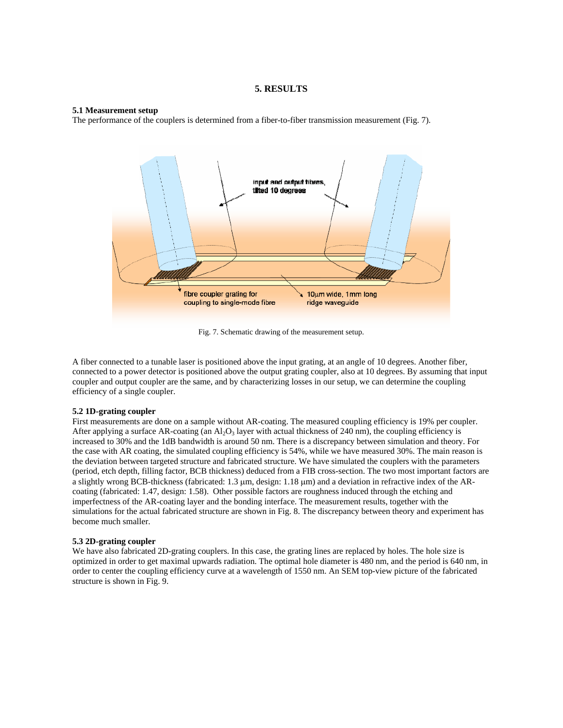# 5. RESULTS

### 5.1 Measurement setup

The performance of the couplers is determined from a fiber-to-fiber transmission measurement (Fig. 7).

Fig. 7. Schematic drawing of the measurement setup.

A fiber connected to a tunable laser is positioned above the input grating, at an angle of 10 degrees. Another fiber, connected to a power detector is positioned above the output grating coupler, also at 10 degrees. By assuming that input coupler and output coupler are the same, and by characterizing losses in our setup, we can determine the coupling efficiency of a single coupler.

### 5.2 1D-grating coupler

First measurements are done on a sample without AR-coating. The measured coupling efficiency is 19% per coupler. After applying a surface AR-coating (an $Al_2O_3$ layer with actual thickness of 240 nm), the coupling efficiency is increased to 30% and the 1dB bandwidth is around 50 nm. There is a discrepancy between simulation and theory. For the case with AR coating, the simulated coupling efficiency is 54%, while we have measured 30%. The main reason is the deviation between targeted structure and fabricated structure. We have simulated the couplers with the parameters (period, etch depth, filling factor, BCB thickness) deduced from a FIB cross-section. The two most important factors are a slightly wrong BCB-thickness (fabricated: 1.3 μm, design: 1.18 μm) and a deviation in refractive index of the AR-coating (fabricated: 1.47, design: 1.58). Other possible factors are roughness induced through the etching and imperfectness of the AR-coating layer and the bonding interface. The measurement results, together with the simulations for the actual fabricated structure are shown in Fig. 8. The discrepancy between theory and experiment has become much smaller.

### 5.3 2D-grating coupler

We have also fabricated 2D-grating couplers. In this case, the grating lines are replaced by holes. The hole size is optimized in order to get maximal upwards radiation. The optimal hole diameter is 480 nm, and the period is 640 nm, in order to center the coupling efficiency curve at a wavelength of 1550 nm. An SEM top-view picture of the fabricated structure is shown in Fig. 9.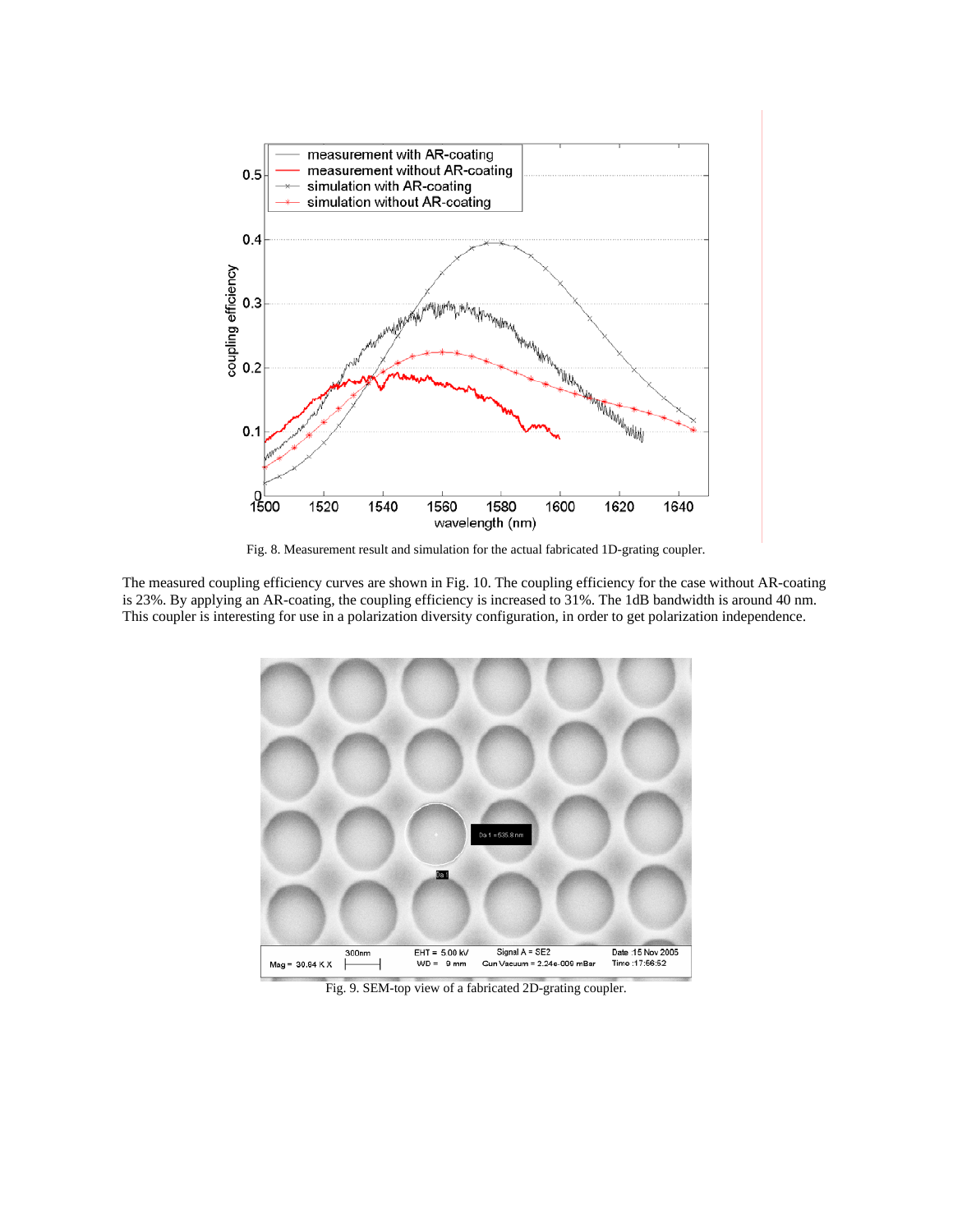Fig. 8. Measurement result and simulation for the actual fabricated 1D-grating coupler.

The measured coupling efficiency curves are shown in Fig. 10. The coupling efficiency for the case without AR-coating is 23%. By applying an AR-coating, the coupling efficiency is increased to 31%. The 1dB bandwidth is around 40 nm. This coupler is interesting for use in a polarization diversity configuration, in order to get polarization independence.

Fig. 9. SEM-top view of a fabricated 2D-grating coupler.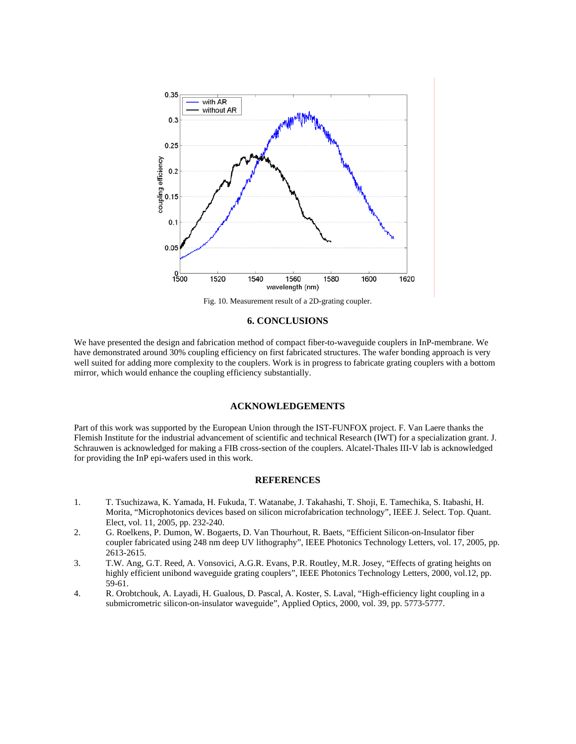Fig. 10. Measurement result of a 2D-grating coupler.

## 6. CONCLUSIONS

We have presented the design and fabrication method of compact fiber-to-waveguide couplers in InP-membrane. We have demonstrated around 30% coupling efficiency on first fabricated structures. The wafer bonding approach is very well suited for adding more complexity to the couplers. Work is in progress to fabricate grating couplers with a bottom mirror, which would enhance the coupling efficiency substantially.

## ACKNOWLEDGEMENTS

Part of this work was supported by the European Union through the IST-FUNFOX project. F. Van Laere thanks the Flemish Institute for the industrial advancement of scientific and technical Research (IWT) for a specialization grant. J. Schrauwen is acknowledged for making a FIB cross-section of the couplers. Alcatel-Thales III-V lab is acknowledged for providing the InP epi-wafers used in this work.

## REFERENCES

1. T. Tsuchizawa, K. Yamada, H. Fukuda, T. Watanabe, J. Takahashi, T. Shoji, E. Tamechika, S. Itabashi, H. Morita, "Microphotonics devices based on silicon microfabrication technology", IEEE J. Select. Top. Quant. Elect, vol. 11, 2005, pp. 232-240.
2. G. Roelkens, P. Dumon, W. Bogaerts, D. Van Thourhout, R. Baets, "Efficient Silicon-on-Insulator fiber coupler fabricated using 248 nm deep UV lithography", IEEE Photonics Technology Letters, vol. 17, 2005, pp. 2613-2615.
3. T.W. Ang, G.T. Reed, A. Vonsovici, A.G.R. Evans, P.R. Routley, M.R. Josey, "Effects of grating heights on highly efficient unibond waveguide grating couplers", IEEE Photonics Technology Letters, 2000, vol.12, pp. 59-61.
4. R. Orobtchouk, A. Layadi, H. Gualous, D. Pascal, A. Koster, S. Laval, "High-efficiency light coupling in a submicrometric silicon-on-insulator waveguide", Applied Optics, 2000, vol. 39, pp. 5773-5777.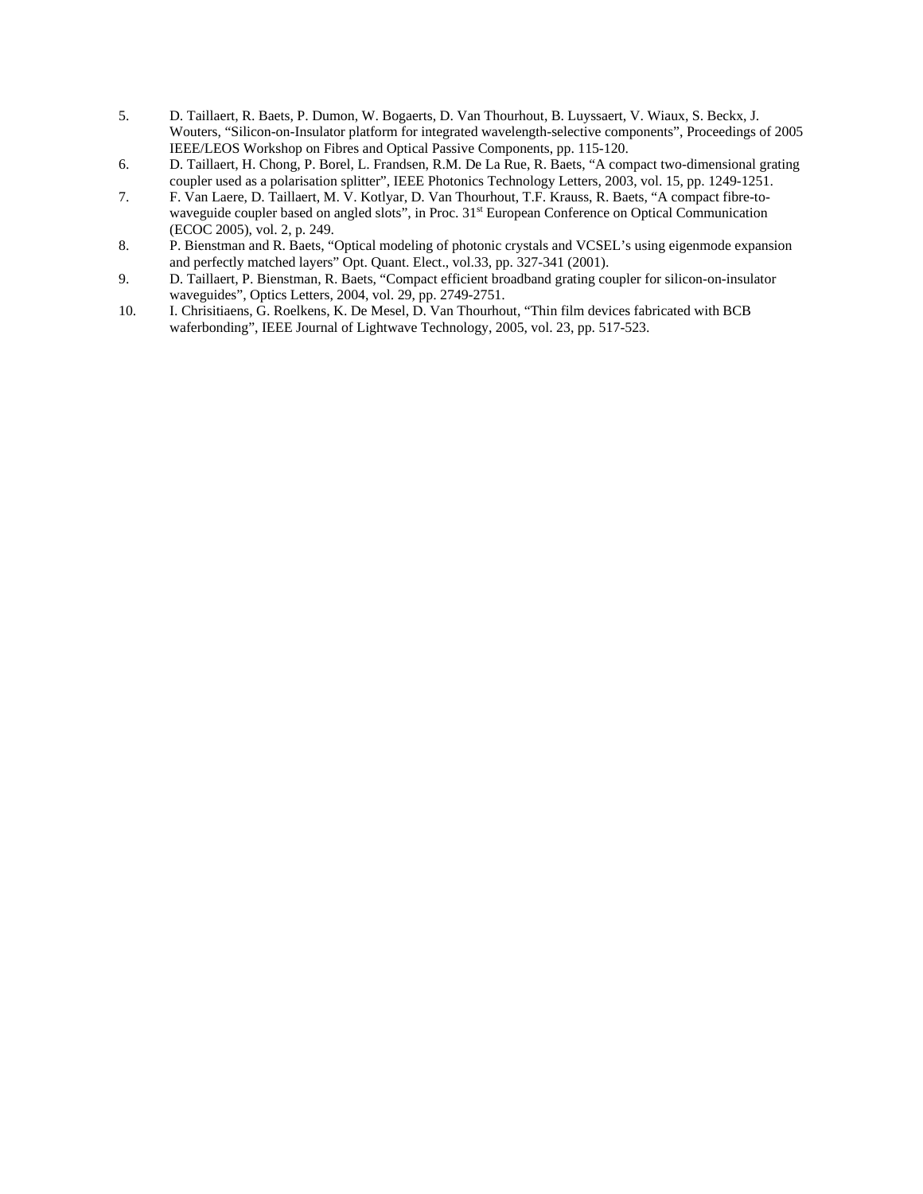5. D. Taillaert, R. Baets, P. Dumon, W. Bogaerts, D. Van Thourhout, B. Luyssaert, V. Wiaux, S. Beckx, J. Wouters, "Silicon-on-Insulator platform for integrated wavelength-selective components", Proceedings of 2005 IEEE/LEOS Workshop on Fibres and Optical Passive Components, pp. 115-120.
6. D. Taillaert, H. Chong, P. Borel, L. Frandsen, R.M. De La Rue, R. Baets, "A compact two-dimensional grating coupler used as a polarisation splitter", IEEE Photonics Technology Letters, 2003, vol. 15, pp. 1249-1251.
7. F. Van Laere, D. Taillaert, M. V. Kotlyar, D. Van Thourhout, T.F. Krauss, R. Baets, "A compact fibre-to-waveguide coupler based on angled slots", in Proc. 31st European Conference on Optical Communication (ECOC 2005), vol. 2, p. 249.
8. P. Bienstman and R. Baets, "Optical modeling of photonic crystals and VCSEL's using eigenmode expansion and perfectly matched layers" Opt. Quant. Elect., vol.33, pp. 327-341 (2001).
9. D. Taillaert, P. Bienstman, R. Baets, "Compact efficient broadband grating coupler for silicon-on-insulator waveguides", Optics Letters, 2004, vol. 29, pp. 2749-2751.
10. I. Chrisitiaens, G. Roelkens, K. De Mesel, D. Van Thourhout, "Thin film devices fabricated with BCB waferbonding", IEEE Journal of Lightwave Technology, 2005, vol. 23, pp. 517-523.